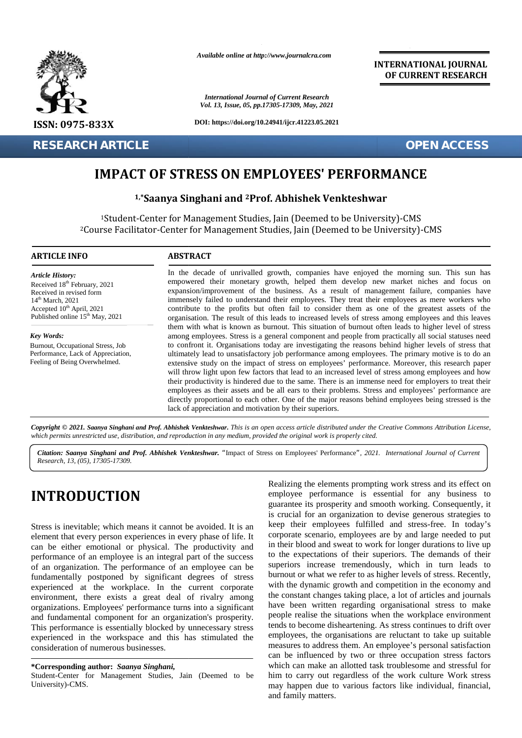Available online at http://www.journalcra.com

**INTERNATIONAL JOURNAL OF CURRENT RESEARCH**

*International Journal of Current Research*
*Vol. 13, Issue, 05, pp.17305-17309, May, 2021*

**DOI: https://doi.org/10.24941/ijcr.41223.05.2021**

**ISSN: 0975-833X**

**RESEARCH ARTICLE** **OPEN ACCESS**

# IMPACT OF STRESS ON EMPLOYEES' PERFORMANCE

**[1,*]Saanya Singhani and [2]Prof. Abhishek Venkteshwar**

[1]Student-Center for Management Studies, Jain (Deemed to be University)-CMS
[2]Course Facilitator-Center for Management Studies, Jain (Deemed to be University)-CMS

## ARTICLE INFO

***Article History:***

Received 18th February, 2021
Received in revised form
14th March, 2021
Accepted 10th April, 2021
Published online 15th May, 2021

***Key Words:***

Burnout, Occupational Stress, Job Performance, Lack of Appreciation, Feeling of Being Overwhelmed.

## ABSTRACT

In the decade of unrivalled growth, companies have enjoyed the morning sun. This sun has empowered their monetary growth, helped them develop new market niches and focus on expansion/improvement of the business. As a result of management failure, companies have immensely failed to understand their employees. They treat their employees as mere workers who contribute to the profits but often fail to consider them as one of the greatest assets of the organisation. The result of this leads to increased levels of stress among employees and this leaves them with what is known as burnout. This situation of burnout often leads to higher level of stress among employees. Stress is a general component and people from practically all social statuses need to confront it. Organisations today are investigating the reasons behind higher levels of stress that ultimately lead to unsatisfactory job performance among employees. The primary motive is to do an extensive study on the impact of stress on employees' performance. Moreover, this research paper will throw light upon few factors that lead to an increased level of stress among employees and how their productivity is hindered due to the same. There is an immense need for employers to treat their employees as their assets and be all ears to their problems. Stress and employees' performance are directly proportional to each other. One of the major reasons behind employees being stressed is the lack of appreciation and motivation by their superiors.

***Copyright © 2021. Saanya Singhani and Prof. Abhishek Venkteshwar.*** *This is an open access article distributed under the Creative Commons Attribution License, which permits unrestricted use, distribution, and reproduction in any medium, provided the original work is properly cited.*

***Citation: Saanya Singhani and Prof. Abhishek Venkteshwar.*** "Impact of Stress on Employees' Performance", *2021. International Journal of Current Research, 13, (05), 17305-17309.*

# INTRODUCTION

Stress is inevitable; which means it cannot be avoided. It is an element that every person experiences in every phase of life. It can be either emotional or physical. The productivity and performance of an employee is an integral part of the success of an organization. The performance of an employee can be fundamentally postponed by significant degrees of stress experienced at the workplace. In the current corporate environment, there exists a great deal of rivalry among organizations. Employees' performance turns into a significant and fundamental component for an organization's prosperity. This performance is essentially blocked by unnecessary stress experienced in the workspace and this has stimulated the consideration of numerous businesses.

Realizing the elements prompting work stress and its effect on employee performance is essential for any business to guarantee its prosperity and smooth working. Consequently, it is crucial for an organization to devise generous strategies to keep their employees fulfilled and stress-free. In today's corporate scenario, employees are by and large needed to put in their blood and sweat to work for longer durations to live up to the expectations of their superiors. The demands of their superiors increase tremendously, which in turn leads to burnout or what we refer to as higher levels of stress. Recently, with the dynamic growth and competition in the economy and the constant changes taking place, a lot of articles and journals have been written regarding organisational stress to make people realise the situations when the workplace environment tends to become disheartening. As stress continues to drift over employees, the organisations are reluctant to take up suitable measures to address them. An employee's personal satisfaction can be influenced by two or three occupation stress factors which can make an allotted task troublesome and stressful for him to carry out regardless of the work culture Work stress may happen due to various factors like individual, financial, and family matters.

**\*Corresponding author:** ***Saanya Singhani,***
Student-Center for Management Studies, Jain (Deemed to be University)-CMS.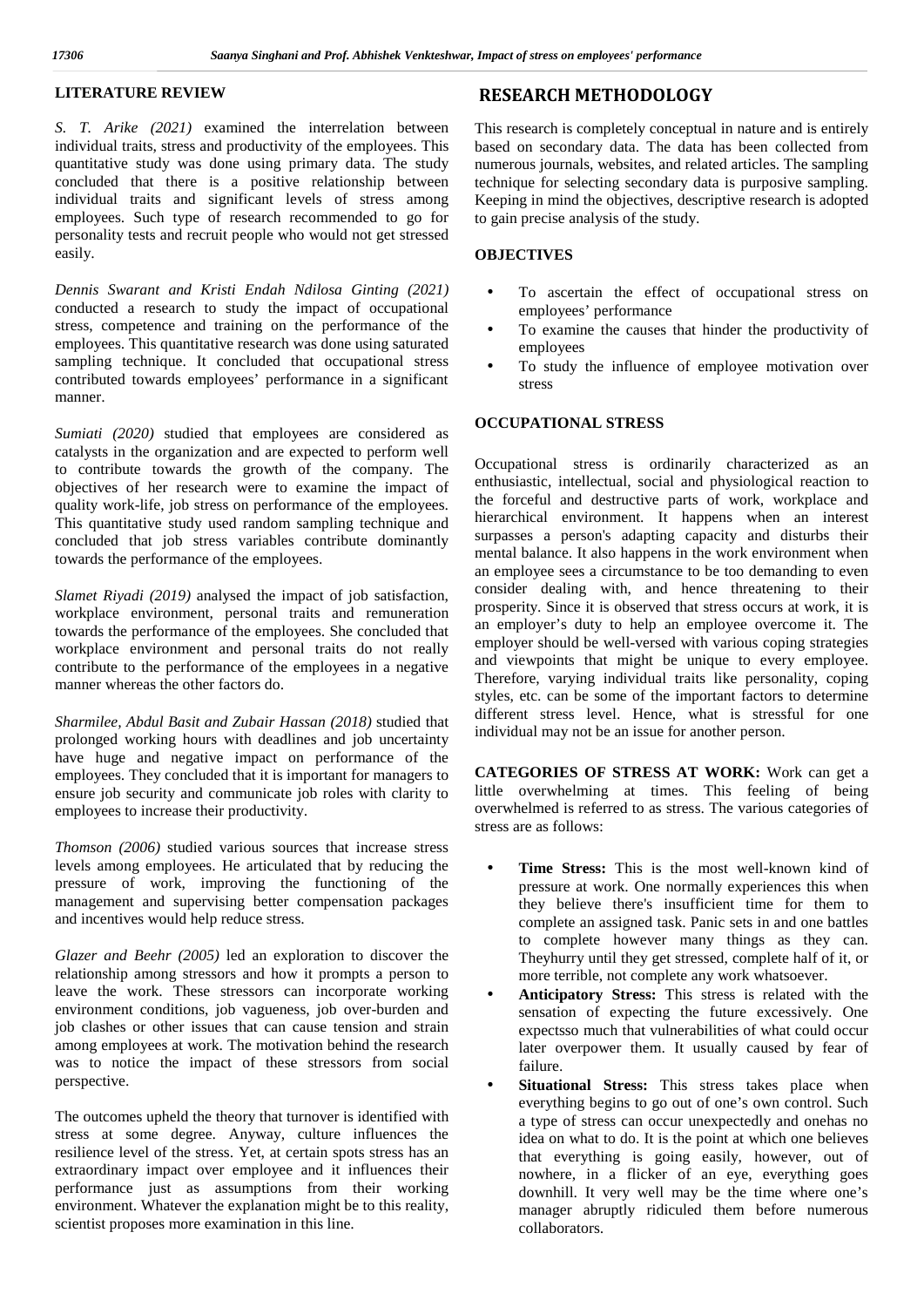## LITERATURE REVIEW

*S. T. Arike (2021)* examined the interrelation between individual traits, stress and productivity of the employees. This quantitative study was done using primary data. The study concluded that there is a positive relationship between individual traits and significant levels of stress among employees. Such type of research recommended to go for personality tests and recruit people who would not get stressed easily.

*Dennis Swarant and Kristi Endah Ndilosa Ginting (2021)* conducted a research to study the impact of occupational stress, competence and training on the performance of the employees. This quantitative research was done using saturated sampling technique. It concluded that occupational stress contributed towards employees' performance in a significant manner.

*Sumiati (2020)* studied that employees are considered as catalysts in the organization and are expected to perform well to contribute towards the growth of the company. The objectives of her research were to examine the impact of quality work-life, job stress on performance of the employees. This quantitative study used random sampling technique and concluded that job stress variables contribute dominantly towards the performance of the employees.

*Slamet Riyadi (2019)* analysed the impact of job satisfaction, workplace environment, personal traits and remuneration towards the performance of the employees. She concluded that workplace environment and personal traits do not really contribute to the performance of the employees in a negative manner whereas the other factors do.

*Sharmilee, Abdul Basit and Zubair Hassan (2018)* studied that prolonged working hours with deadlines and job uncertainty have huge and negative impact on performance of the employees. They concluded that it is important for managers to ensure job security and communicate job roles with clarity to employees to increase their productivity.

*Thomson (2006)* studied various sources that increase stress levels among employees. He articulated that by reducing the pressure of work, improving the functioning of the management and supervising better compensation packages and incentives would help reduce stress.

*Glazer and Beehr (2005)* led an exploration to discover the relationship among stressors and how it prompts a person to leave the work. These stressors can incorporate working environment conditions, job vagueness, job over-burden and job clashes or other issues that can cause tension and strain among employees at work. The motivation behind the research was to notice the impact of these stressors from social perspective.

The outcomes upheld the theory that turnover is identified with stress at some degree. Anyway, culture influences the resilience level of the stress. Yet, at certain spots stress has an extraordinary impact over employee and it influences their performance just as assumptions from their working environment. Whatever the explanation might be to this reality, scientist proposes more examination in this line.

## RESEARCH METHODOLOGY

This research is completely conceptual in nature and is entirely based on secondary data. The data has been collected from numerous journals, websites, and related articles. The sampling technique for selecting secondary data is purposive sampling. Keeping in mind the objectives, descriptive research is adopted to gain precise analysis of the study.

### OBJECTIVES

- To ascertain the effect of occupational stress on employees' performance
- To examine the causes that hinder the productivity of employees
- To study the influence of employee motivation over stress

### OCCUPATIONAL STRESS

Occupational stress is ordinarily characterized as an enthusiastic, intellectual, social and physiological reaction to the forceful and destructive parts of work, workplace and hierarchical environment. It happens when an interest surpasses a person's adapting capacity and disturbs their mental balance. It also happens in the work environment when an employee sees a circumstance to be too demanding to even consider dealing with, and hence threatening to their prosperity. Since it is observed that stress occurs at work, it is an employer's duty to help an employee overcome it. The employer should be well-versed with various coping strategies and viewpoints that might be unique to every employee. Therefore, varying individual traits like personality, coping styles, etc. can be some of the important factors to determine different stress level. Hence, what is stressful for one individual may not be an issue for another person.

**CATEGORIES OF STRESS AT WORK:** Work can get a little overwhelming at times. This feeling of being overwhelmed is referred to as stress. The various categories of stress are as follows:

- **Time Stress:** This is the most well-known kind of pressure at work. One normally experiences this when they believe there's insufficient time for them to complete an assigned task. Panic sets in and one battles to complete however many things as they can. Theyhurry until they get stressed, complete half of it, or more terrible, not complete any work whatsoever.
- **Anticipatory Stress:** This stress is related with the sensation of expecting the future excessively. One expectsso much that vulnerabilities of what could occur later overpower them. It usually caused by fear of failure.
- **Situational Stress:** This stress takes place when everything begins to go out of one's own control. Such a type of stress can occur unexpectedly and onehas no idea on what to do. It is the point at which one believes that everything is going easily, however, out of nowhere, in a flicker of an eye, everything goes downhill. It very well may be the time where one's manager abruptly ridiculed them before numerous collaborators.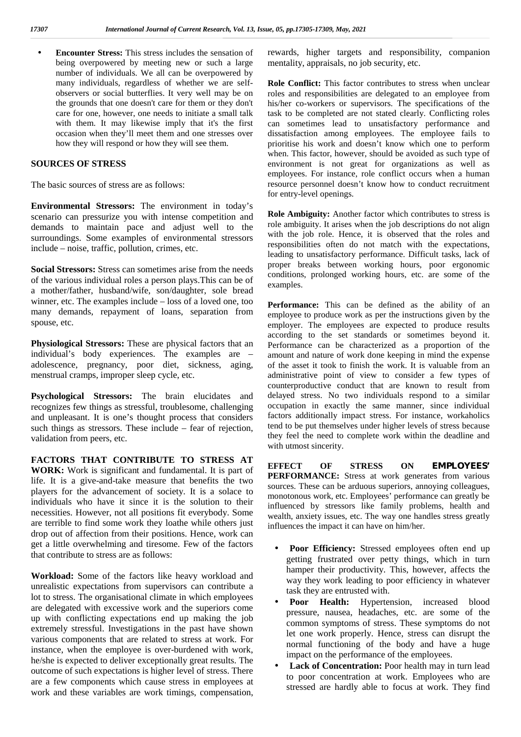- **Encounter Stress:** This stress includes the sensation of being overpowered by meeting new or such a large number of individuals. We all can be overpowered by many individuals, regardless of whether we are self-observers or social butterflies. It very well may be on the grounds that one doesn't care for them or they don't care for one, however, one needs to initiate a small talk with them. It may likewise imply that it's the first occasion when they'll meet them and one stresses over how they will respond or how they will see them.

## SOURCES OF STRESS

The basic sources of stress are as follows:

**Environmental Stressors:** The environment in today's scenario can pressurize you with intense competition and demands to maintain pace and adjust well to the surroundings. Some examples of environmental stressors include – noise, traffic, pollution, crimes, etc.

**Social Stressors:** Stress can sometimes arise from the needs of the various individual roles a person plays.This can be of a mother/father, husband/wife, son/daughter, sole bread winner, etc. The examples include – loss of a loved one, too many demands, repayment of loans, separation from spouse, etc.

**Physiological Stressors:** These are physical factors that an individual's body experiences. The examples are – adolescence, pregnancy, poor diet, sickness, aging, menstrual cramps, improper sleep cycle, etc.

**Psychological Stressors:** The brain elucidates and recognizes few things as stressful, troublesome, challenging and unpleasant. It is one's thought process that considers such things as stressors. These include – fear of rejection, validation from peers, etc.

**FACTORS THAT CONTRIBUTE TO STRESS AT WORK:** Work is significant and fundamental. It is part of life. It is a give-and-take measure that benefits the two players for the advancement of society. It is a solace to individuals who have it since it is the solution to their necessities. However, not all positions fit everybody. Some are terrible to find some work they loathe while others just drop out of affection from their positions. Hence, work can get a little overwhelming and tiresome. Few of the factors that contribute to stress are as follows:

**Workload:** Some of the factors like heavy workload and unrealistic expectations from supervisors can contribute a lot to stress. The organisational climate in which employees are delegated with excessive work and the superiors come up with conflicting expectations end up making the job extremely stressful. Investigations in the past have shown various components that are related to stress at work. For instance, when the employee is over-burdened with work, he/she is expected to deliver exceptionally great results. The outcome of such expectations is higher level of stress. There are a few components which cause stress in employees at work and these variables are work timings, compensation, rewards, higher targets and responsibility, companion mentality, appraisals, no job security, etc.

**Role Conflict:** This factor contributes to stress when unclear roles and responsibilities are delegated to an employee from his/her co-workers or supervisors. The specifications of the task to be completed are not stated clearly. Conflicting roles can sometimes lead to unsatisfactory performance and dissatisfaction among employees. The employee fails to prioritise his work and doesn't know which one to perform when. This factor, however, should be avoided as such type of environment is not great for organizations as well as employees. For instance, role conflict occurs when a human resource personnel doesn't know how to conduct recruitment for entry-level openings.

**Role Ambiguity:** Another factor which contributes to stress is role ambiguity. It arises when the job descriptions do not align with the job role. Hence, it is observed that the roles and responsibilities often do not match with the expectations, leading to unsatisfactory performance. Difficult tasks, lack of proper breaks between working hours, poor ergonomic conditions, prolonged working hours, etc. are some of the examples.

**Performance:** This can be defined as the ability of an employee to produce work as per the instructions given by the employer. The employees are expected to produce results according to the set standards or sometimes beyond it. Performance can be characterized as a proportion of the amount and nature of work done keeping in mind the expense of the asset it took to finish the work. It is valuable from an administrative point of view to consider a few types of counterproductive conduct that are known to result from delayed stress. No two individuals respond to a similar occupation in exactly the same manner, since individual factors additionally impact stress. For instance, workaholics tend to be put themselves under higher levels of stress because they feel the need to complete work within the deadline and with utmost sincerity.

**EFFECT OF STRESS ON EMPLOYEES' PERFORMANCE:** Stress at work generates from various sources. These can be arduous superiors, annoying colleagues, monotonous work, etc. Employees' performance can greatly be influenced by stressors like family problems, health and wealth, anxiety issues, etc. The way one handles stress greatly influences the impact it can have on him/her.

- **Poor Efficiency:** Stressed employees often end up getting frustrated over petty things, which in turn hamper their productivity. This, however, affects the way they work leading to poor efficiency in whatever task they are entrusted with.
- **Poor Health:** Hypertension, increased blood pressure, nausea, headaches, etc. are some of the common symptoms of stress. These symptoms do not let one work properly. Hence, stress can disrupt the normal functioning of the body and have a huge impact on the performance of the employees.
- **Lack of Concentration:** Poor health may in turn lead to poor concentration at work. Employees who are stressed are hardly able to focus at work. They find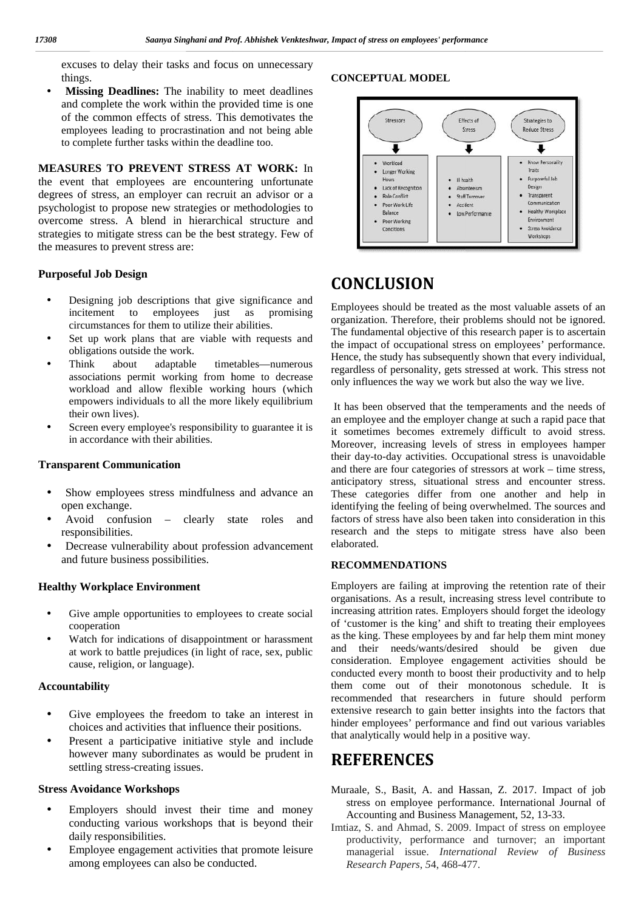excuses to delay their tasks and focus on unnecessary things.

- **Missing Deadlines:** The inability to meet deadlines and complete the work within the provided time is one of the common effects of stress. This demotivates the employees leading to procrastination and not being able to complete further tasks within the deadline too.

**MEASURES TO PREVENT STRESS AT WORK:** In the event that employees are encountering unfortunate degrees of stress, an employer can recruit an advisor or a psychologist to propose new strategies or methodologies to overcome stress. A blend in hierarchical structure and strategies to mitigate stress can be the best strategy. Few of the measures to prevent stress are:

**Purposeful Job Design**

- Designing job descriptions that give significance and incitement to employees just as promising circumstances for them to utilize their abilities.
- Set up work plans that are viable with requests and obligations outside the work.
- Think about adaptable timetables—numerous associations permit working from home to decrease workload and allow flexible working hours (which empowers individuals to all the more likely equilibrium their own lives).
- Screen every employee's responsibility to guarantee it is in accordance with their abilities.

**Transparent Communication**

- Show employees stress mindfulness and advance an open exchange.
- Avoid confusion – clearly state roles and responsibilities.
- Decrease vulnerability about profession advancement and future business possibilities.

**Healthy Workplace Environment**

- Give ample opportunities to employees to create social cooperation
- Watch for indications of disappointment or harassment at work to battle prejudices (in light of race, sex, public cause, religion, or language).

**Accountability**

- Give employees the freedom to take an interest in choices and activities that influence their positions.
- Present a participative initiative style and include however many subordinates as would be prudent in settling stress-creating issues.

**Stress Avoidance Workshops**

- Employers should invest their time and money conducting various workshops that is beyond their daily responsibilities.
- Employee engagement activities that promote leisure among employees can also be conducted.

**CONCEPTUAL MODEL**

Stressors
- Workload
- Longer Working Hours
- Lack of Recognition
- Role Conflict
- Poor Work Life Balance
- Poor Working Conditions

Effects of Stress
- Ill health
- Absenteeism
- Staff Turnover
- Accident
- Low Performance

Strategies to Reduce Stress
- Know Personality Traits
- Purposeful Job Design
- Transparent Communication
- Healthy Workplace Environment
- Stress Avoidance Workshops

# CONCLUSION

Employees should be treated as the most valuable assets of an organization. Therefore, their problems should not be ignored. The fundamental objective of this research paper is to ascertain the impact of occupational stress on employees' performance. Hence, the study has subsequently shown that every individual, regardless of personality, gets stressed at work. This stress not only influences the way we work but also the way we live.

It has been observed that the temperaments and the needs of an employee and the employer change at such a rapid pace that it sometimes becomes extremely difficult to avoid stress. Moreover, increasing levels of stress in employees hamper their day-to-day activities. Occupational stress is unavoidable and there are four categories of stressors at work – time stress, anticipatory stress, situational stress and encounter stress. These categories differ from one another and help in identifying the feeling of being overwhelmed. The sources and factors of stress have also been taken into consideration in this research and the steps to mitigate stress have also been elaborated.

**RECOMMENDATIONS**

Employers are failing at improving the retention rate of their organisations. As a result, increasing stress level contribute to increasing attrition rates. Employers should forget the ideology of 'customer is the king' and shift to treating their employees as the king. These employees by and far help them mint money and their needs/wants/desired should be given due consideration. Employee engagement activities should be conducted every month to boost their productivity and to help them come out of their monotonous schedule. It is recommended that researchers in future should perform extensive research to gain better insights into the factors that hinder employees' performance and find out various variables that analytically would help in a positive way.

# REFERENCES

Muraale, S., Basit, A. and Hassan, Z. 2017. Impact of job stress on employee performance. International Journal of Accounting and Business Management, 52, 13-33.

Imtiaz, S. and Ahmad, S. 2009. Impact of stress on employee productivity, performance and turnover; an important managerial issue. *International Review of Business Research Papers, 5*4, 468-477.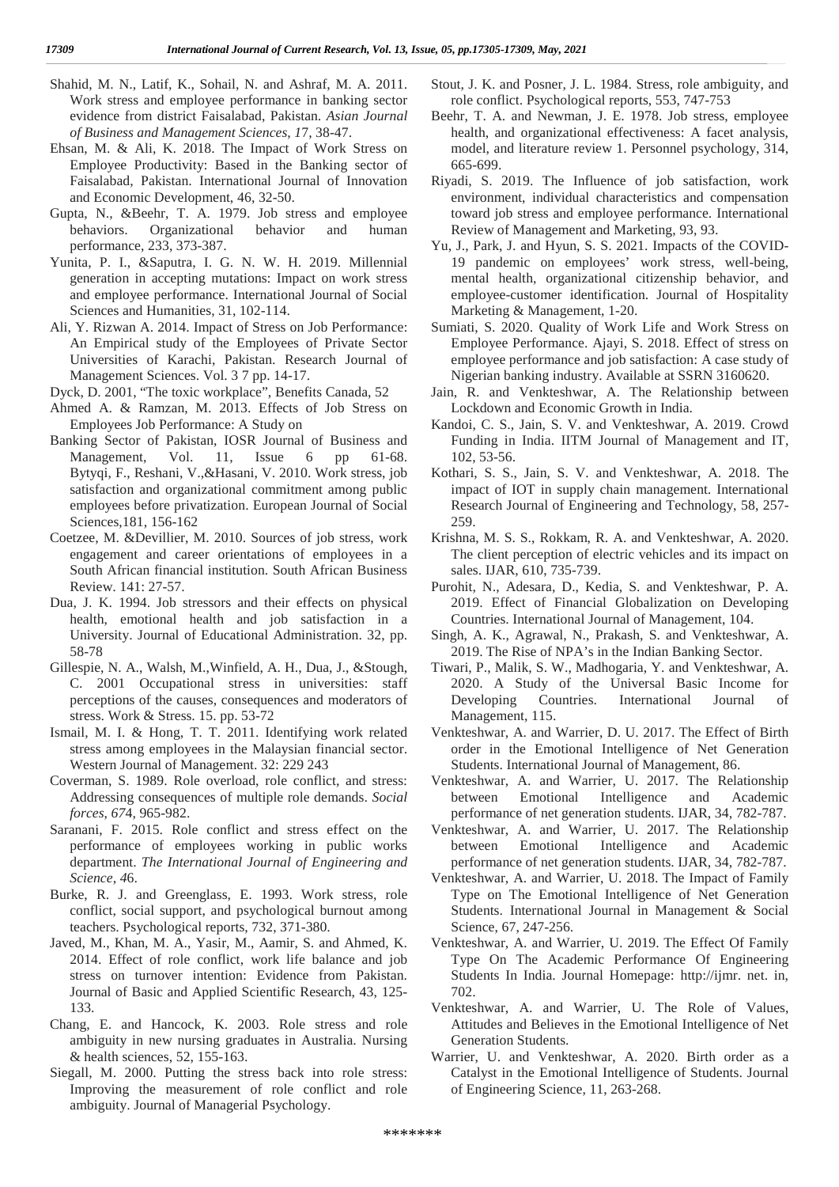Shahid, M. N., Latif, K., Sohail, N. and Ashraf, M. A. 2011. Work stress and employee performance in banking sector evidence from district Faisalabad, Pakistan. *Asian Journal of Business and Management Sciences*, *1*7, 38-47.

Ehsan, M. & Ali, K. 2018. The Impact of Work Stress on Employee Productivity: Based in the Banking sector of Faisalabad, Pakistan. International Journal of Innovation and Economic Development, 46, 32-50.

Gupta, N., &Beehr, T. A. 1979. Job stress and employee behaviors. Organizational behavior and human performance, 233, 373-387.

Yunita, P. I., &Saputra, I. G. N. W. H. 2019. Millennial generation in accepting mutations: Impact on work stress and employee performance. International Journal of Social Sciences and Humanities, 31, 102-114.

Ali, Y. Rizwan A. 2014. Impact of Stress on Job Performance: An Empirical study of the Employees of Private Sector Universities of Karachi, Pakistan. Research Journal of Management Sciences. Vol. 3 7 pp. 14-17.

Dyck, D. 2001, "The toxic workplace", Benefits Canada, 52

Ahmed A. & Ramzan, M. 2013. Effects of Job Stress on Employees Job Performance: A Study on

Banking Sector of Pakistan, IOSR Journal of Business and Management, Vol. 11, Issue 6 pp 61-68. Bytyqi, F., Reshani, V.,&Hasani, V. 2010. Work stress, job satisfaction and organizational commitment among public employees before privatization. European Journal of Social Sciences,181, 156-162

Coetzee, M. &Devillier, M. 2010. Sources of job stress, work engagement and career orientations of employees in a South African financial institution. South African Business Review. 141: 27-57.

Dua, J. K. 1994. Job stressors and their effects on physical health, emotional health and job satisfaction in a University. Journal of Educational Administration. 32, pp. 58-78

Gillespie, N. A., Walsh, M.,Winfield, A. H., Dua, J., &Stough, C. 2001 Occupational stress in universities: staff perceptions of the causes, consequences and moderators of stress. Work & Stress. 15. pp. 53-72

Ismail, M. I. & Hong, T. T. 2011. Identifying work related stress among employees in the Malaysian financial sector. Western Journal of Management. 32: 229 243

Coverman, S. 1989. Role overload, role conflict, and stress: Addressing consequences of multiple role demands. *Social forces*, *67*4, 965-982.

Saranani, F. 2015. Role conflict and stress effect on the performance of employees working in public works department. *The International Journal of Engineering and Science*, *4*6.

Burke, R. J. and Greenglass, E. 1993. Work stress, role conflict, social support, and psychological burnout among teachers. Psychological reports, 732, 371-380.

Javed, M., Khan, M. A., Yasir, M., Aamir, S. and Ahmed, K. 2014. Effect of role conflict, work life balance and job stress on turnover intention: Evidence from Pakistan. Journal of Basic and Applied Scientific Research, 43, 125-133.

Chang, E. and Hancock, K. 2003. Role stress and role ambiguity in new nursing graduates in Australia. Nursing & health sciences, 52, 155-163.

Siegall, M. 2000. Putting the stress back into role stress: Improving the measurement of role conflict and role ambiguity. Journal of Managerial Psychology.

Stout, J. K. and Posner, J. L. 1984. Stress, role ambiguity, and role conflict. Psychological reports, 553, 747-753

Beehr, T. A. and Newman, J. E. 1978. Job stress, employee health, and organizational effectiveness: A facet analysis, model, and literature review 1. Personnel psychology, 314, 665-699.

Riyadi, S. 2019. The Influence of job satisfaction, work environment, individual characteristics and compensation toward job stress and employee performance. International Review of Management and Marketing, 93, 93.

Yu, J., Park, J. and Hyun, S. S. 2021. Impacts of the COVID-19 pandemic on employees' work stress, well-being, mental health, organizational citizenship behavior, and employee-customer identification. Journal of Hospitality Marketing & Management, 1-20.

Sumiati, S. 2020. Quality of Work Life and Work Stress on Employee Performance. Ajayi, S. 2018. Effect of stress on employee performance and job satisfaction: A case study of Nigerian banking industry. Available at SSRN 3160620.

Jain, R. and Venkteshwar, A. The Relationship between Lockdown and Economic Growth in India.

Kandoi, C. S., Jain, S. V. and Venkteshwar, A. 2019. Crowd Funding in India. IITM Journal of Management and IT, 102, 53-56.

Kothari, S. S., Jain, S. V. and Venkteshwar, A. 2018. The impact of IOT in supply chain management. International Research Journal of Engineering and Technology, 58, 257-259.

Krishna, M. S. S., Rokkam, R. A. and Venkteshwar, A. 2020. The client perception of electric vehicles and its impact on sales. IJAR, 610, 735-739.

Purohit, N., Adesara, D., Kedia, S. and Venkteshwar, P. A. 2019. Effect of Financial Globalization on Developing Countries. International Journal of Management, 104.

Singh, A. K., Agrawal, N., Prakash, S. and Venkteshwar, A. 2019. The Rise of NPA's in the Indian Banking Sector.

Tiwari, P., Malik, S. W., Madhogaria, Y. and Venkteshwar, A. 2020. A Study of the Universal Basic Income for Developing Countries. International Journal of Management, 115.

Venkteshwar, A. and Warrier, D. U. 2017. The Effect of Birth order in the Emotional Intelligence of Net Generation Students. International Journal of Management, 86.

Venkteshwar, A. and Warrier, U. 2017. The Relationship between Emotional Intelligence and Academic performance of net generation students. IJAR, 34, 782-787.

Venkteshwar, A. and Warrier, U. 2017. The Relationship between Emotional Intelligence and Academic performance of net generation students. IJAR, 34, 782-787.

Venkteshwar, A. and Warrier, U. 2018. The Impact of Family Type on The Emotional Intelligence of Net Generation Students. International Journal in Management & Social Science, 67, 247-256.

Venkteshwar, A. and Warrier, U. 2019. The Effect Of Family Type On The Academic Performance Of Engineering Students In India. Journal Homepage: http://ijmr. net. in, 702.

Venkteshwar, A. and Warrier, U. The Role of Values, Attitudes and Believes in the Emotional Intelligence of Net Generation Students.

Warrier, U. and Venkteshwar, A. 2020. Birth order as a Catalyst in the Emotional Intelligence of Students. Journal of Engineering Science, 11, 263-268.

*******